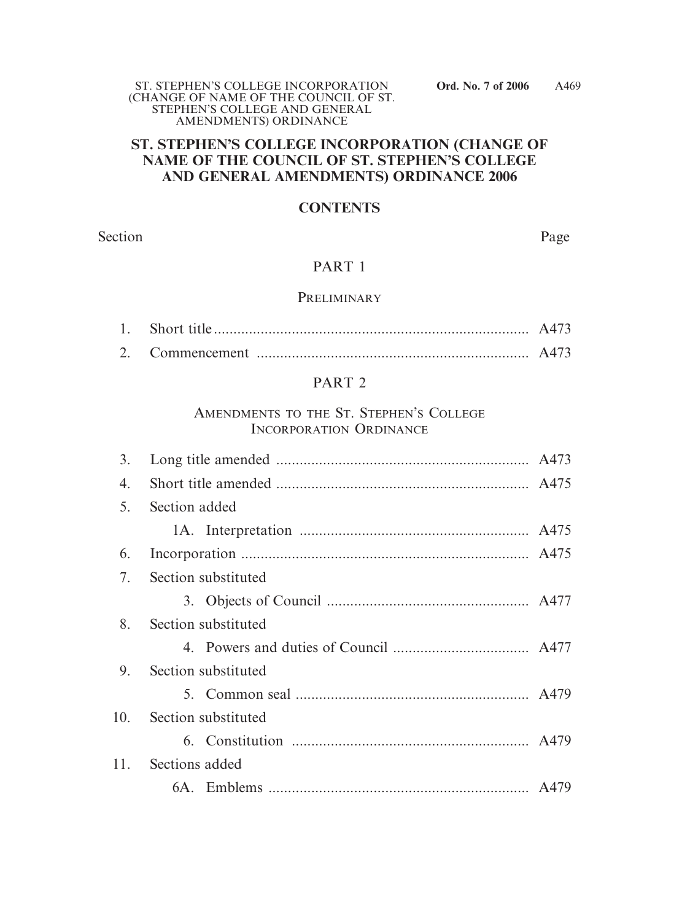# ST. STEPHEN'S COLLEGE INCORPORATION (CHANGE OF NAME OF THE COUNCIL OF ST. STEPHEN'S COLLEGE AND GENERAL AMENDMENTS) ORDINANCE 2006

## CONTENTS

| Section | | Page |
|---|---|---|
| | **PART 1** | |
| | PRELIMINARY | |
| 1. | Short title | A473 |
| 2. | Commencement | A473 |
| | **PART 2** | |
| | AMENDMENTS TO THE ST. STEPHEN'S COLLEGE INCORPORATION ORDINANCE | |
| 3. | Long title amended | A473 |
| 4. | Short title amended | A475 |
| 5. | Section added | |
| | 1A. Interpretation | A475 |
| 6. | Incorporation | A475 |
| 7. | Section substituted | |
| | 3. Objects of Council | A477 |
| 8. | Section substituted | |
| | 4. Powers and duties of Council | A477 |
| 9. | Section substituted | |
| | 5. Common seal | A479 |
| 10. | Section substituted | |
| | 6. Constitution | A479 |
| 11. | Sections added | |
| | 6A. Emblems | A479 |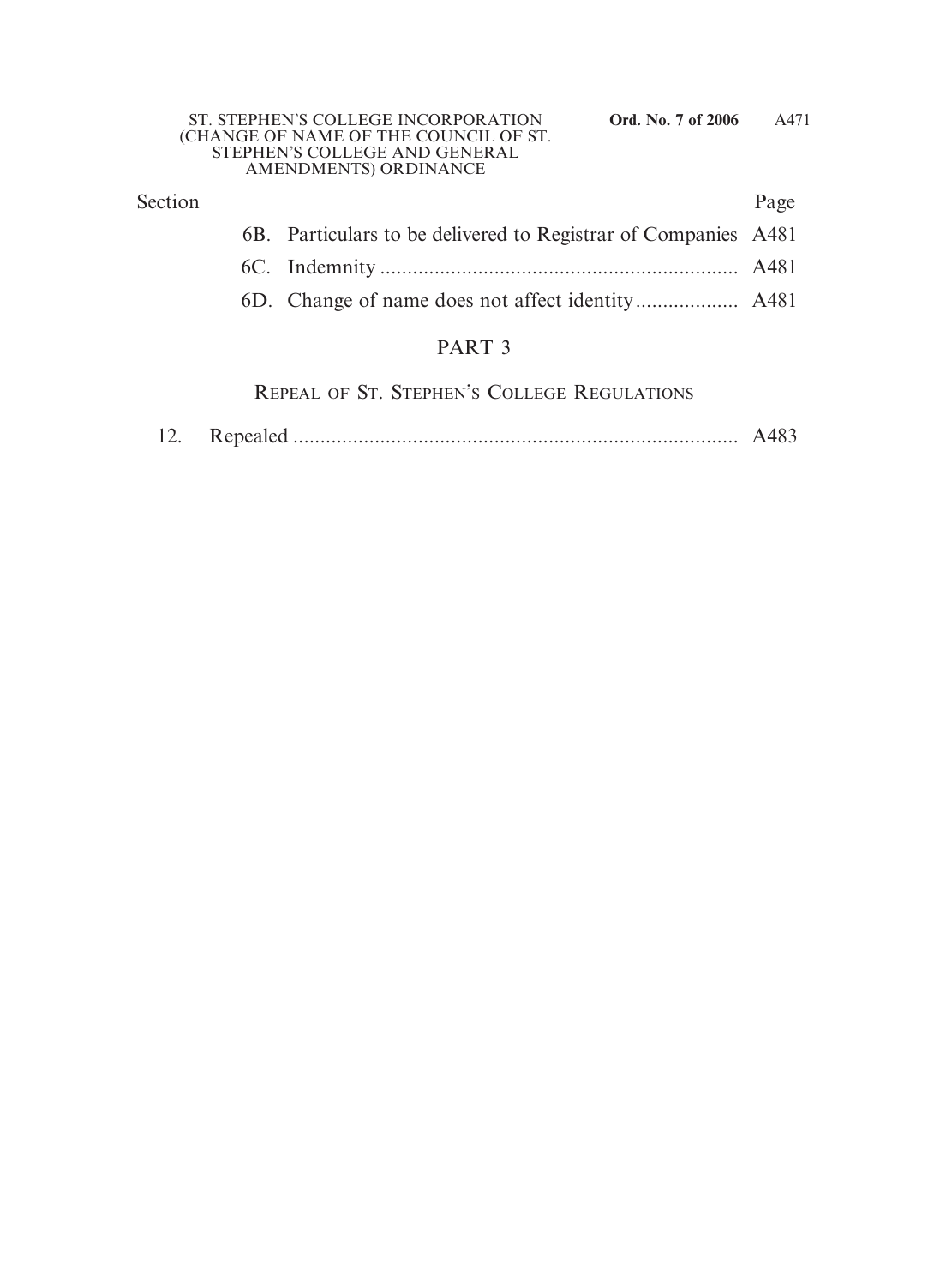| Section | | Page |
|---|---|---|
| 6B. | Particulars to be delivered to Registrar of Companies | A481 |
| 6C. | Indemnity | A481 |
| 6D. | Change of name does not affect identity | A481 |

## PART 3

### REPEAL OF ST. STEPHEN'S COLLEGE REGULATIONS

| Section | | Page |
|---|---|---|
| 12. | Repealed | A483 |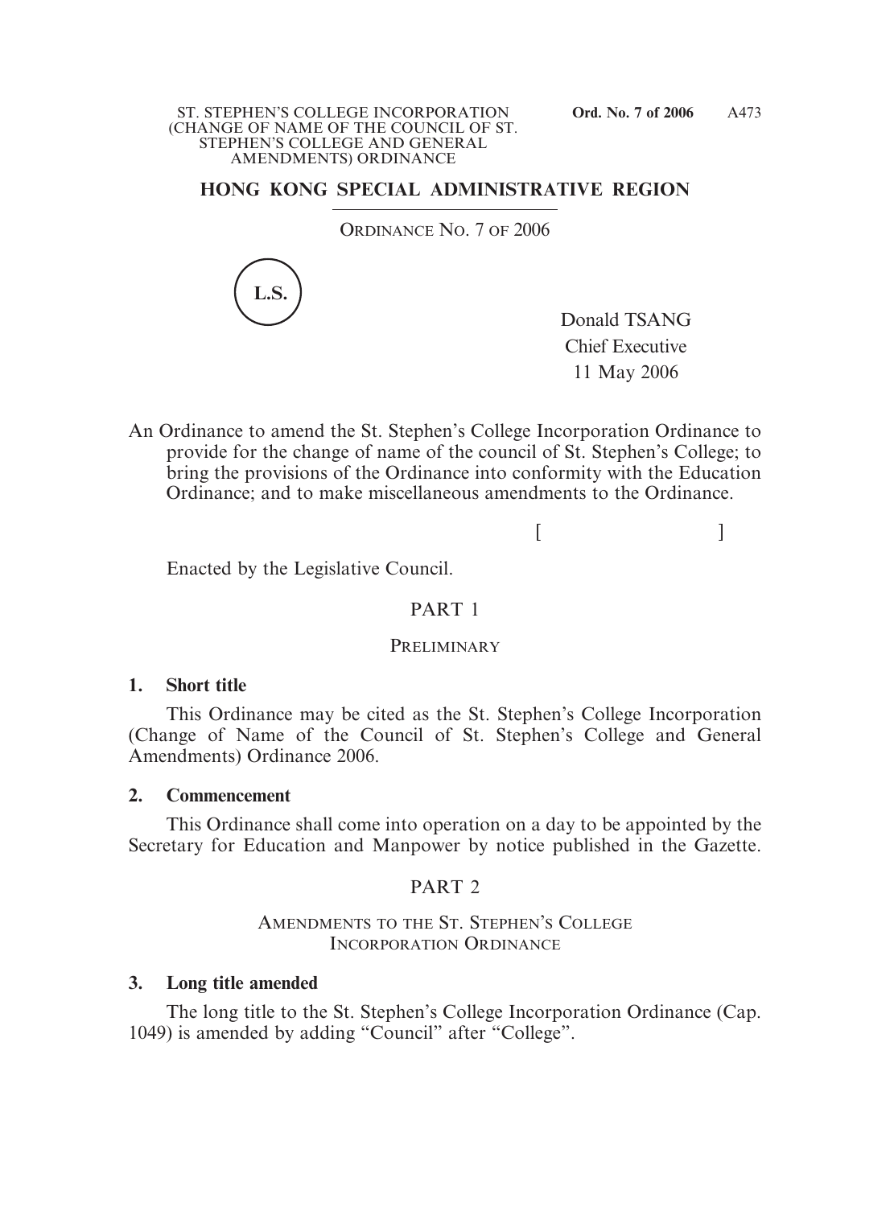## HONG KONG SPECIAL ADMINISTRATIVE REGION

ORDINANCE NO. 7 OF 2006

L.S.

Donald TSANG
Chief Executive
11 May 2006

An Ordinance to amend the St. Stephen's College Incorporation Ordinance to provide for the change of name of the council of St. Stephen's College; to bring the provisions of the Ordinance into conformity with the Education Ordinance; and to make miscellaneous amendments to the Ordinance.

[ ]

Enacted by the Legislative Council.

## PART 1

### PRELIMINARY

**1. Short title**

This Ordinance may be cited as the St. Stephen's College Incorporation (Change of Name of the Council of St. Stephen's College and General Amendments) Ordinance 2006.

**2. Commencement**

This Ordinance shall come into operation on a day to be appointed by the Secretary for Education and Manpower by notice published in the Gazette.

## PART 2

### AMENDMENTS TO THE ST. STEPHEN'S COLLEGE INCORPORATION ORDINANCE

**3. Long title amended**

The long title to the St. Stephen's College Incorporation Ordinance (Cap. 1049) is amended by adding "Council" after "College".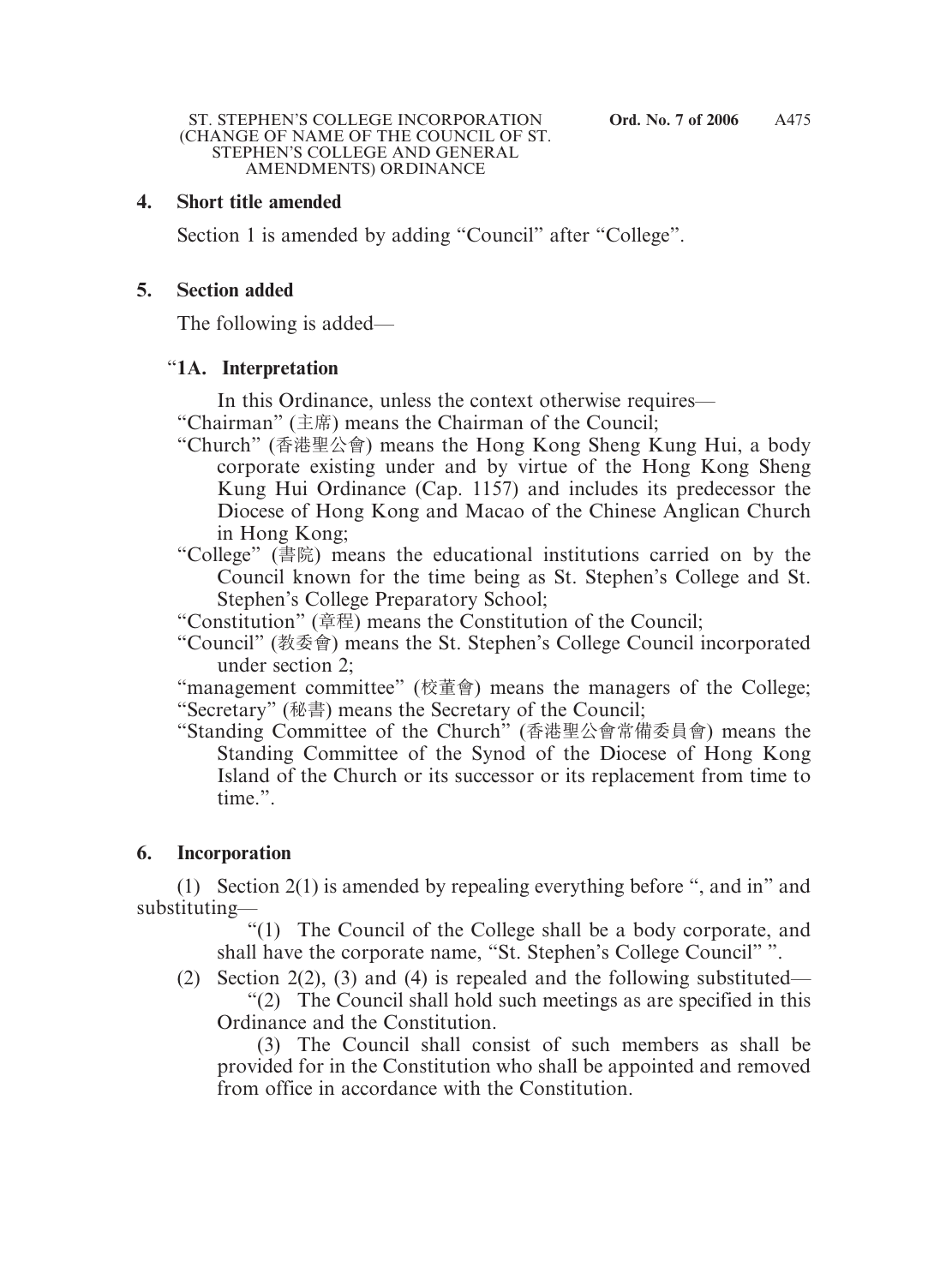**4. Short title amended**

Section 1 is amended by adding "Council" after "College".

**5. Section added**

The following is added—

"**1A. Interpretation**

In this Ordinance, unless the context otherwise requires—

"Chairman" (主席) means the Chairman of the Council;

"Church" (香港聖公會) means the Hong Kong Sheng Kung Hui, a body corporate existing under and by virtue of the Hong Kong Sheng Kung Hui Ordinance (Cap. 1157) and includes its predecessor the Diocese of Hong Kong and Macao of the Chinese Anglican Church in Hong Kong;

"College" (書院) means the educational institutions carried on by the Council known for the time being as St. Stephen's College and St. Stephen's College Preparatory School;

"Constitution" (章程) means the Constitution of the Council;

"Council" (教委會) means the St. Stephen's College Council incorporated under section 2;

"management committee" (校董會) means the managers of the College;

"Secretary" (秘書) means the Secretary of the Council;

"Standing Committee of the Church" (香港聖公會常備委員會) means the Standing Committee of the Synod of the Diocese of Hong Kong Island of the Church or its successor or its replacement from time to time.".

**6. Incorporation**

(1) Section 2(1) is amended by repealing everything before ", and in" and substituting—

"(1) The Council of the College shall be a body corporate, and shall have the corporate name, "St. Stephen's College Council" ".

(2) Section 2(2), (3) and (4) is repealed and the following substituted—

"(2) The Council shall hold such meetings as are specified in this Ordinance and the Constitution.

(3) The Council shall consist of such members as shall be provided for in the Constitution who shall be appointed and removed from office in accordance with the Constitution.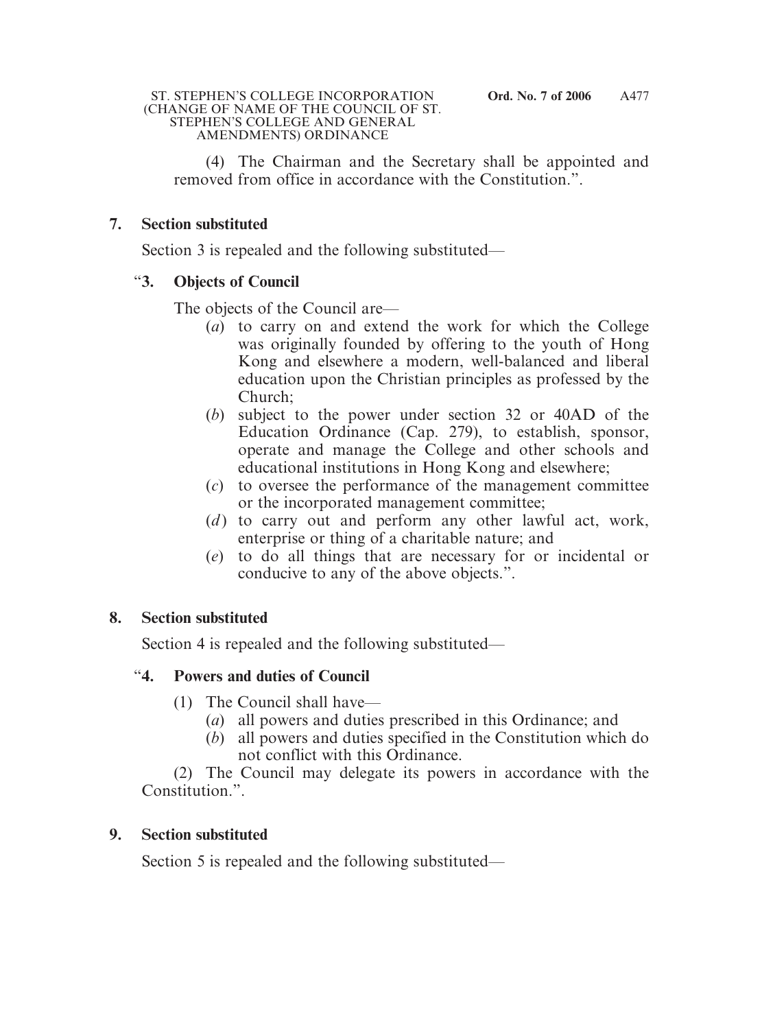(4) The Chairman and the Secretary shall be appointed and removed from office in accordance with the Constitution.".

## 7. Section substituted

Section 3 is repealed and the following substituted—

### "3. Objects of Council

The objects of the Council are—

- (*a*) to carry on and extend the work for which the College was originally founded by offering to the youth of Hong Kong and elsewhere a modern, well-balanced and liberal education upon the Christian principles as professed by the Church;
- (*b*) subject to the power under section 32 or 40AD of the Education Ordinance (Cap. 279), to establish, sponsor, operate and manage the College and other schools and educational institutions in Hong Kong and elsewhere;
- (*c*) to oversee the performance of the management committee or the incorporated management committee;
- (*d*) to carry out and perform any other lawful act, work, enterprise or thing of a charitable nature; and
- (*e*) to do all things that are necessary for or incidental or conducive to any of the above objects.".

## 8. Section substituted

Section 4 is repealed and the following substituted—

### "4. Powers and duties of Council

(1) The Council shall have—

- (*a*) all powers and duties prescribed in this Ordinance; and
- (*b*) all powers and duties specified in the Constitution which do not conflict with this Ordinance.

(2) The Council may delegate its powers in accordance with the Constitution.".

## 9. Section substituted

Section 5 is repealed and the following substituted—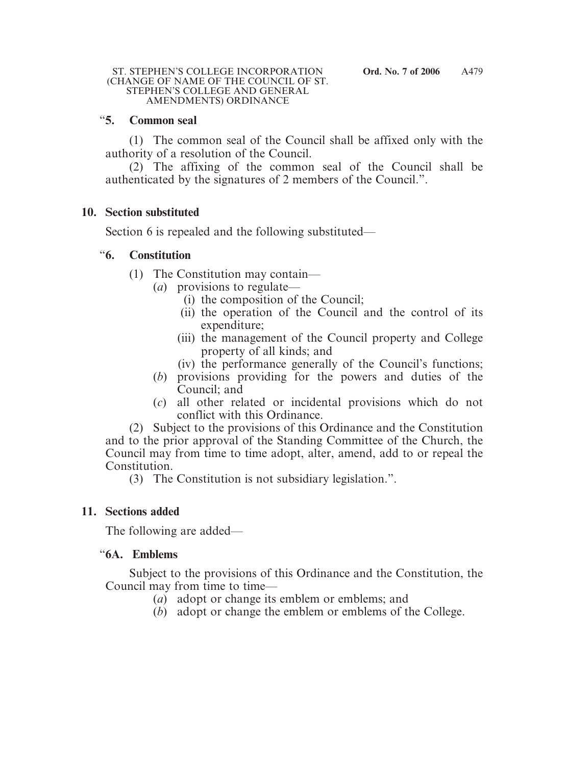"**5. Common seal**

(1) The common seal of the Council shall be affixed only with the authority of a resolution of the Council.

(2) The affixing of the common seal of the Council shall be authenticated by the signatures of 2 members of the Council.".

**10. Section substituted**

Section 6 is repealed and the following substituted—

"**6. Constitution**

(1) The Constitution may contain—

(*a*) provisions to regulate—

(i) the composition of the Council;

(ii) the operation of the Council and the control of its expenditure;

(iii) the management of the Council property and College property of all kinds; and

(iv) the performance generally of the Council's functions;

(*b*) provisions providing for the powers and duties of the Council; and

(*c*) all other related or incidental provisions which do not conflict with this Ordinance.

(2) Subject to the provisions of this Ordinance and the Constitution and to the prior approval of the Standing Committee of the Church, the Council may from time to time adopt, alter, amend, add to or repeal the Constitution.

(3) The Constitution is not subsidiary legislation.".

**11. Sections added**

The following are added—

"**6A. Emblems**

Subject to the provisions of this Ordinance and the Constitution, the Council may from time to time—

(*a*) adopt or change its emblem or emblems; and

(*b*) adopt or change the emblem or emblems of the College.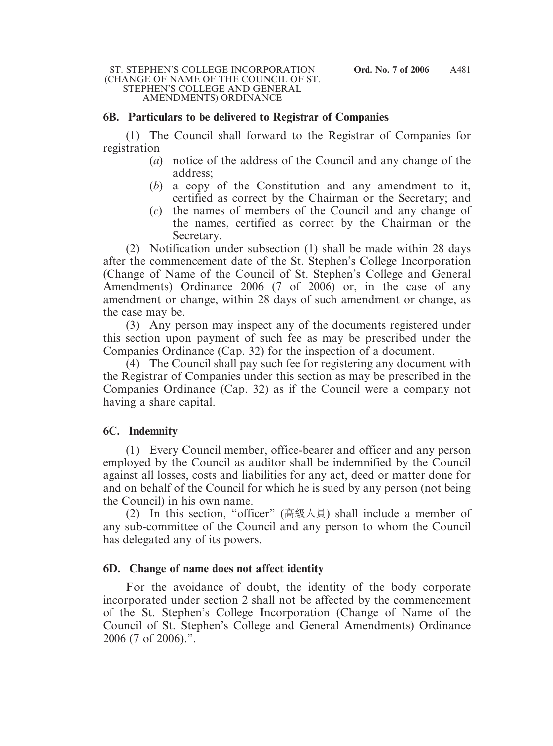### 6B. Particulars to be delivered to Registrar of Companies

(1) The Council shall forward to the Registrar of Companies for registration—

(*a*) notice of the address of the Council and any change of the address;

(*b*) a copy of the Constitution and any amendment to it, certified as correct by the Chairman or the Secretary; and

(*c*) the names of members of the Council and any change of the names, certified as correct by the Chairman or the Secretary.

(2) Notification under subsection (1) shall be made within 28 days after the commencement date of the St. Stephen's College Incorporation (Change of Name of the Council of St. Stephen's College and General Amendments) Ordinance 2006 (7 of 2006) or, in the case of any amendment or change, within 28 days of such amendment or change, as the case may be.

(3) Any person may inspect any of the documents registered under this section upon payment of such fee as may be prescribed under the Companies Ordinance (Cap. 32) for the inspection of a document.

(4) The Council shall pay such fee for registering any document with the Registrar of Companies under this section as may be prescribed in the Companies Ordinance (Cap. 32) as if the Council were a company not having a share capital.

### 6C. Indemnity

(1) Every Council member, office-bearer and officer and any person employed by the Council as auditor shall be indemnified by the Council against all losses, costs and liabilities for any act, deed or matter done for and on behalf of the Council for which he is sued by any person (not being the Council) in his own name.

(2) In this section, "officer" (高級人員) shall include a member of any sub-committee of the Council and any person to whom the Council has delegated any of its powers.

### 6D. Change of name does not affect identity

For the avoidance of doubt, the identity of the body corporate incorporated under section 2 shall not be affected by the commencement of the St. Stephen's College Incorporation (Change of Name of the Council of St. Stephen's College and General Amendments) Ordinance 2006 (7 of 2006).".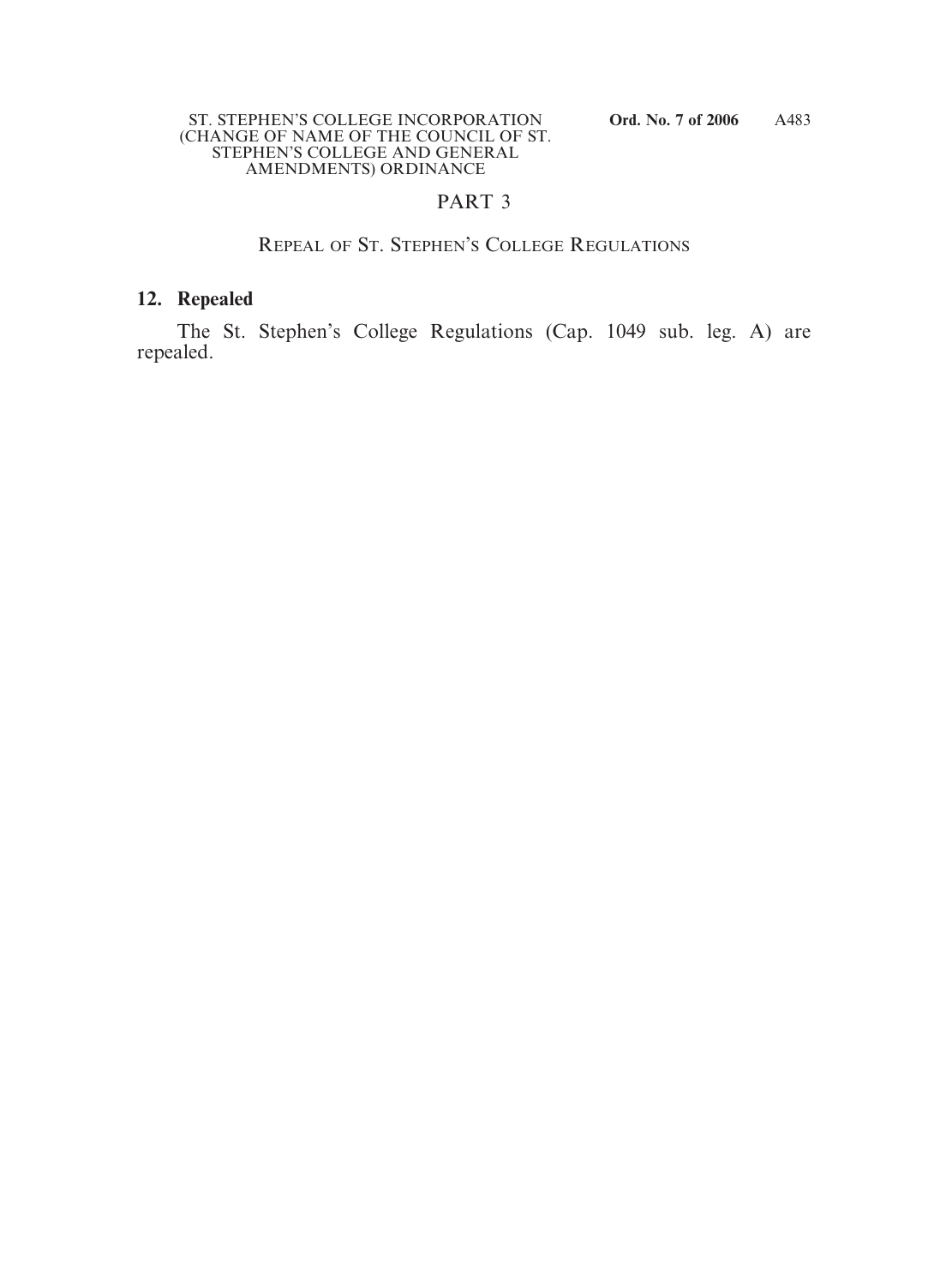PART 3

REPEAL OF ST. STEPHEN'S COLLEGE REGULATIONS

**12. Repealed**

The St. Stephen's College Regulations (Cap. 1049 sub. leg. A) are repealed.